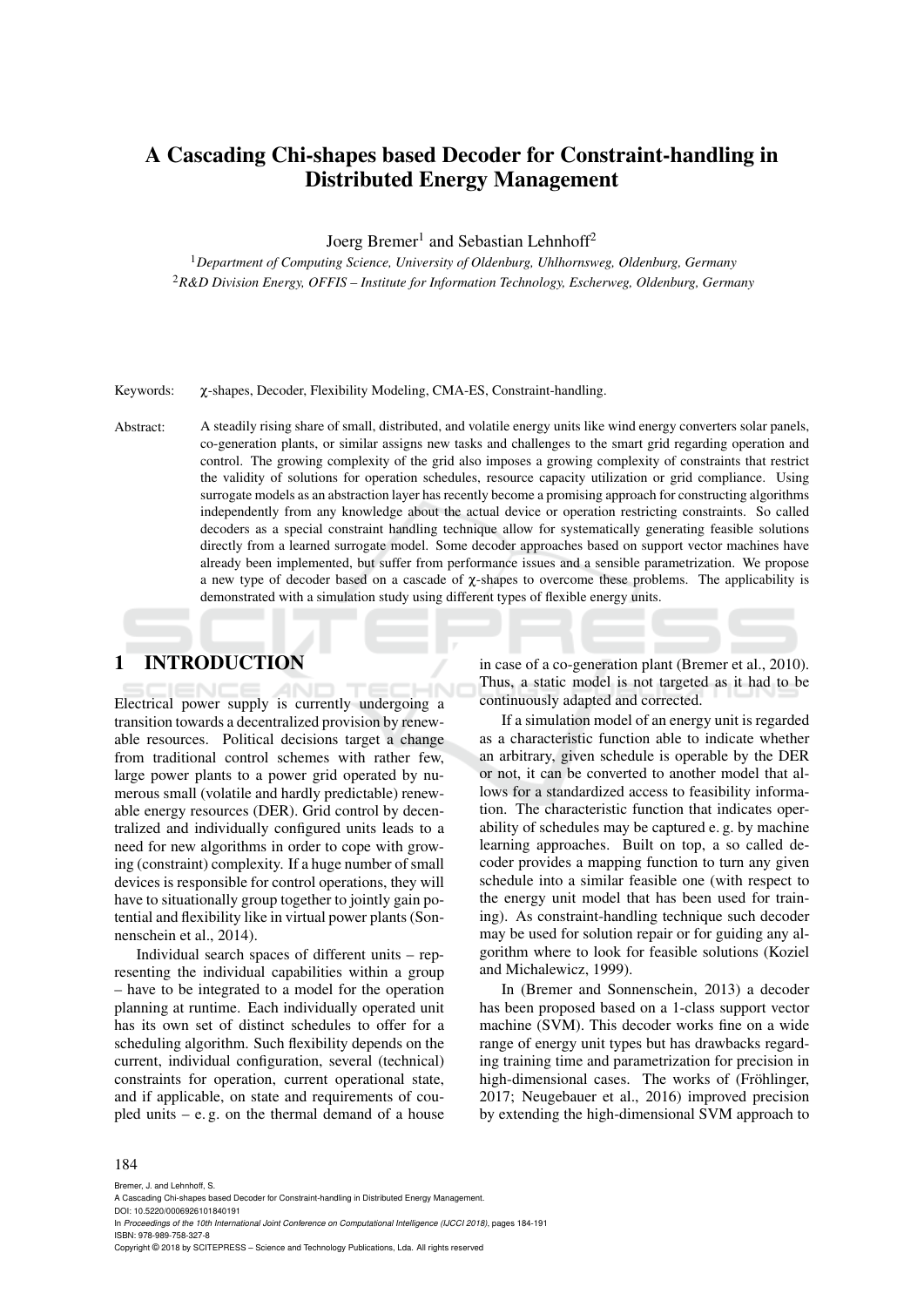# A Cascading Chi-shapes based Decoder for Constraint-handling in Distributed Energy Management

Joerg Bremer[1] and Sebastian Lehnhoff[2]

[1]*Department of Computing Science, University of Oldenburg, Uhlhornsweg, Oldenburg, Germany*
[2]*R&D Division Energy, OFFIS – Institute for Information Technology, Escherweg, Oldenburg, Germany*

Keywords: $\chi$-shapes, Decoder, Flexibility Modeling, CMA-ES, Constraint-handling.

Abstract: A steadily rising share of small, distributed, and volatile energy units like wind energy converters solar panels, co-generation plants, or similar assigns new tasks and challenges to the smart grid regarding operation and control. The growing complexity of the grid also imposes a growing complexity of constraints that restrict the validity of solutions for operation schedules, resource capacity utilization or grid compliance. Using surrogate models as an abstraction layer has recently become a promising approach for constructing algorithms independently from any knowledge about the actual device or operation restricting constraints. So called decoders as a special constraint handling technique allow for systematically generating feasible solutions directly from a learned surrogate model. Some decoder approaches based on support vector machines have already been implemented, but suffer from performance issues and a sensible parametrization. We propose a new type of decoder based on a cascade of $\chi$-shapes to overcome these problems. The applicability is demonstrated with a simulation study using different types of flexible energy units.

## 1 INTRODUCTION

Electrical power supply is currently undergoing a transition towards a decentralized provision by renewable resources. Political decisions target a change from traditional control schemes with rather few, large power plants to a power grid operated by numerous small (volatile and hardly predictable) renewable energy resources (DER). Grid control by decentralized and individually configured units leads to a need for new algorithms in order to cope with growing (constraint) complexity. If a huge number of small devices is responsible for control operations, they will have to situationally group together to jointly gain potential and flexibility like in virtual power plants (Sonnenschein et al., 2014).

Individual search spaces of different units – representing the individual capabilities within a group – have to be integrated to a model for the operation planning at runtime. Each individually operated unit has its own set of distinct schedules to offer for a scheduling algorithm. Such flexibility depends on the current, individual configuration, several (technical) constraints for operation, current operational state, and if applicable, on state and requirements of coupled units – e. g. on the thermal demand of a house in case of a co-generation plant (Bremer et al., 2010). Thus, a static model is not targeted as it had to be continuously adapted and corrected.

If a simulation model of an energy unit is regarded as a characteristic function able to indicate whether an arbitrary, given schedule is operable by the DER or not, it can be converted to another model that allows for a standardized access to feasibility information. The characteristic function that indicates operability of schedules may be captured e. g. by machine learning approaches. Built on top, a so called decoder provides a mapping function to turn any given schedule into a similar feasible one (with respect to the energy unit model that has been used for training). As constraint-handling technique such decoder may be used for solution repair or for guiding any algorithm where to look for feasible solutions (Koziel and Michalewicz, 1999).

In (Bremer and Sonnenschein, 2013) a decoder has been proposed based on a 1-class support vector machine (SVM). This decoder works fine on a wide range of energy unit types but has drawbacks regarding training time and parametrization for precision in high-dimensional cases. The works of (Fröhlinger, 2017; Neugebauer et al., 2016) improved precision by extending the high-dimensional SVM approach to

Bremer, J. and Lehnhoff, S.
A Cascading Chi-shapes based Decoder for Constraint-handling in Distributed Energy Management.
DOI: 10.5220/0006926101840191
In *Proceedings of the 10th International Joint Conference on Computational Intelligence (IJCCI 2018)*, pages 184-191
ISBN: 978-989-758-327-8
Copyright © 2018 by SCITEPRESS – Science and Technology Publications, Lda. All rights reserved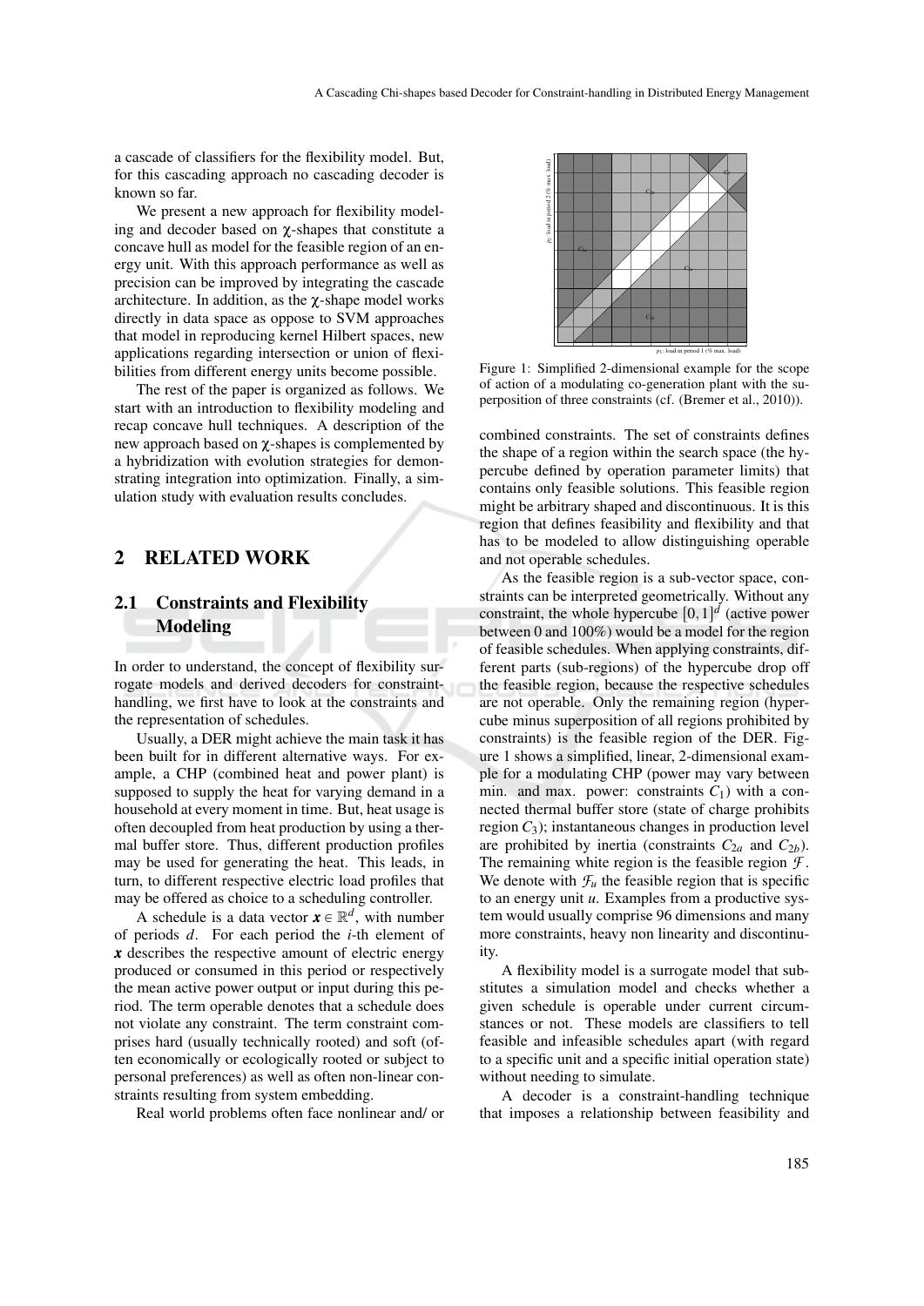a cascade of classifiers for the flexibility model. But, for this cascading approach no cascading decoder is known so far.

We present a new approach for flexibility modeling and decoder based on $\chi$-shapes that constitute a concave hull as model for the feasible region of an energy unit. With this approach performance as well as precision can be improved by integrating the cascade architecture. In addition, as the $\chi$-shape model works directly in data space as oppose to SVM approaches that model in reproducing kernel Hilbert spaces, new applications regarding intersection or union of flexibilities from different energy units become possible.

The rest of the paper is organized as follows. We start with an introduction to flexibility modeling and recap concave hull techniques. A description of the new approach based on $\chi$-shapes is complemented by a hybridization with evolution strategies for demonstrating integration into optimization. Finally, a simulation study with evaluation results concludes.

## 2 RELATED WORK

### 2.1 Constraints and Flexibility Modeling

In order to understand, the concept of flexibility surrogate models and derived decoders for constraint-handling, we first have to look at the constraints and the representation of schedules.

Usually, a DER might achieve the main task it has been built for in different alternative ways. For example, a CHP (combined heat and power plant) is supposed to supply the heat for varying demand in a household at every moment in time. But, heat usage is often decoupled from heat production by using a thermal buffer store. Thus, different production profiles may be used for generating the heat. This leads, in turn, to different respective electric load profiles that may be offered as choice to a scheduling controller.

A schedule is a data vector $\boldsymbol{x} \in \mathbb{R}^d$, with number of periods $d$. For each period the $i$-th element of $\boldsymbol{x}$ describes the respective amount of electric energy produced or consumed in this period or respectively the mean active power output or input during this period. The term operable denotes that a schedule does not violate any constraint. The term constraint comprises hard (usually technically rooted) and soft (often economically or ecologically rooted or subject to personal preferences) as well as often non-linear constraints resulting from system embedding.

Real world problems often face nonlinear and/ or combined constraints. The set of constraints defines the shape of a region within the search space (the hypercube defined by operation parameter limits) that contains only feasible solutions. This feasible region might be arbitrary shaped and discontinuous. It is this region that defines feasibility and flexibility and that has to be modeled to allow distinguishing operable and not operable schedules.

Figure 1: Simplified 2-dimensional example for the scope of action of a modulating co-generation plant with the superposition of three constraints (cf. (Bremer et al., 2010)).

As the feasible region is a sub-vector space, constraints can be interpreted geometrically. Without any constraint, the whole hypercube $[0,1]^d$ (active power between 0 and 100%) would be a model for the region of feasible schedules. When applying constraints, different parts (sub-regions) of the hypercube drop off the feasible region, because the respective schedules are not operable. Only the remaining region (hypercube minus superposition of all regions prohibited by constraints) is the feasible region of the DER. Figure 1 shows a simplified, linear, 2-dimensional example for a modulating CHP (power may vary between min. and max. power: constraints $C_1$) with a connected thermal buffer store (state of charge prohibits region $C_3$); instantaneous changes in production level are prohibited by inertia (constraints $C_{2a}$ and $C_{2b}$). The remaining white region is the feasible region $\mathcal{F}$. We denote with $\mathcal{F}_u$ the feasible region that is specific to an energy unit $u$. Examples from a productive system would usually comprise 96 dimensions and many more constraints, heavy non linearity and discontinuity.

A flexibility model is a surrogate model that substitutes a simulation model and checks whether a given schedule is operable under current circumstances or not. These models are classifiers to tell feasible and infeasible schedules apart (with regard to a specific unit and a specific initial operation state) without needing to simulate.

A decoder is a constraint-handling technique that imposes a relationship between feasibility and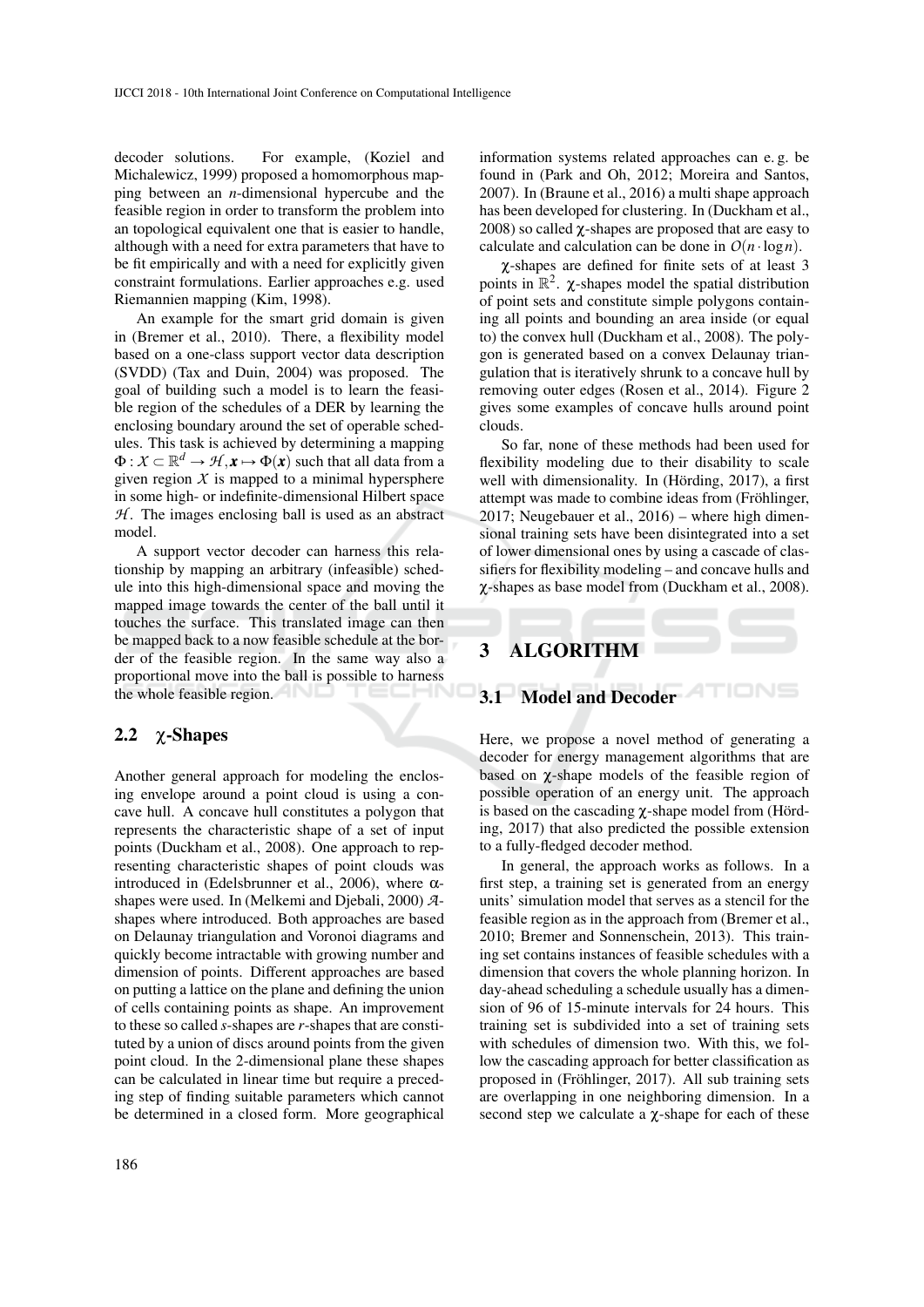decoder solutions. For example, (Koziel and Michalewicz, 1999) proposed a homomorphous mapping between an $n$-dimensional hypercube and the feasible region in order to transform the problem into an topological equivalent one that is easier to handle, although with a need for extra parameters that have to be fit empirically and with a need for explicitly given constraint formulations. Earlier approaches e.g. used Riemannien mapping (Kim, 1998).

An example for the smart grid domain is given in (Bremer et al., 2010). There, a flexibility model based on a one-class support vector data description (SVDD) (Tax and Duin, 2004) was proposed. The goal of building such a model is to learn the feasible region of the schedules of a DER by learning the enclosing boundary around the set of operable schedules. This task is achieved by determining a mapping $\Phi : \mathcal{X} \subset \mathbb{R}^d \rightarrow \mathcal{H}, \boldsymbol{x} \mapsto \Phi(\boldsymbol{x})$ such that all data from a given region $\mathcal{X}$ is mapped to a minimal hypersphere in some high- or indefinite-dimensional Hilbert space $\mathcal{H}$. The images enclosing ball is used as an abstract model.

A support vector decoder can harness this relationship by mapping an arbitrary (infeasible) schedule into this high-dimensional space and moving the mapped image towards the center of the ball until it touches the surface. This translated image can then be mapped back to a now feasible schedule at the border of the feasible region. In the same way also a proportional move into the ball is possible to harness the whole feasible region.

## 2.2 χ-Shapes

Another general approach for modeling the enclosing envelope around a point cloud is using a concave hull. A concave hull constitutes a polygon that represents the characteristic shape of a set of input points (Duckham et al., 2008). One approach to representing characteristic shapes of point clouds was introduced in (Edelsbrunner et al., 2006), where $\alpha$-shapes were used. In (Melkemi and Djebali, 2000) $\mathcal{A}$-shapes where introduced. Both approaches are based on Delaunay triangulation and Voronoi diagrams and quickly become intractable with growing number and dimension of points. Different approaches are based on putting a lattice on the plane and defining the union of cells containing points as shape. An improvement to these so called *s*-shapes are *r*-shapes that are constituted by a union of discs around points from the given point cloud. In the 2-dimensional plane these shapes can be calculated in linear time but require a preceding step of finding suitable parameters which cannot be determined in a closed form. More geographical information systems related approaches can e. g. be found in (Park and Oh, 2012; Moreira and Santos, 2007). In (Braune et al., 2016) a multi shape approach has been developed for clustering. In (Duckham et al., 2008) so called $\chi$-shapes are proposed that are easy to calculate and calculation can be done in $\mathcal{O}(n \cdot \log n)$.

$\chi$-shapes are defined for finite sets of at least 3 points in $\mathbb{R}^2$. $\chi$-shapes model the spatial distribution of point sets and constitute simple polygons containing all points and bounding an area inside (or equal to) the convex hull (Duckham et al., 2008). The polygon is generated based on a convex Delaunay triangulation that is iteratively shrunk to a concave hull by removing outer edges (Rosen et al., 2014). Figure 2 gives some examples of concave hulls around point clouds.

So far, none of these methods had been used for flexibility modeling due to their disability to scale well with dimensionality. In (Hörding, 2017), a first attempt was made to combine ideas from (Fröhlinger, 2017; Neugebauer et al., 2016) – where high dimensional training sets have been disintegrated into a set of lower dimensional ones by using a cascade of classifiers for flexibility modeling – and concave hulls and $\chi$-shapes as base model from (Duckham et al., 2008).

# 3 ALGORITHM

## 3.1 Model and Decoder

Here, we propose a novel method of generating a decoder for energy management algorithms that are based on $\chi$-shape models of the feasible region of possible operation of an energy unit. The approach is based on the cascading $\chi$-shape model from (Hörding, 2017) that also predicted the possible extension to a fully-fledged decoder method.

In general, the approach works as follows. In a first step, a training set is generated from an energy units' simulation model that serves as a stencil for the feasible region as in the approach from (Bremer et al., 2010; Bremer and Sonnenschein, 2013). This training set contains instances of feasible schedules with a dimension that covers the whole planning horizon. In day-ahead scheduling a schedule usually has a dimension of 96 of 15-minute intervals for 24 hours. This training set is subdivided into a set of training sets with schedules of dimension two. With this, we follow the cascading approach for better classification as proposed in (Fröhlinger, 2017). All sub training sets are overlapping in one neighboring dimension. In a second step we calculate a $\chi$-shape for each of these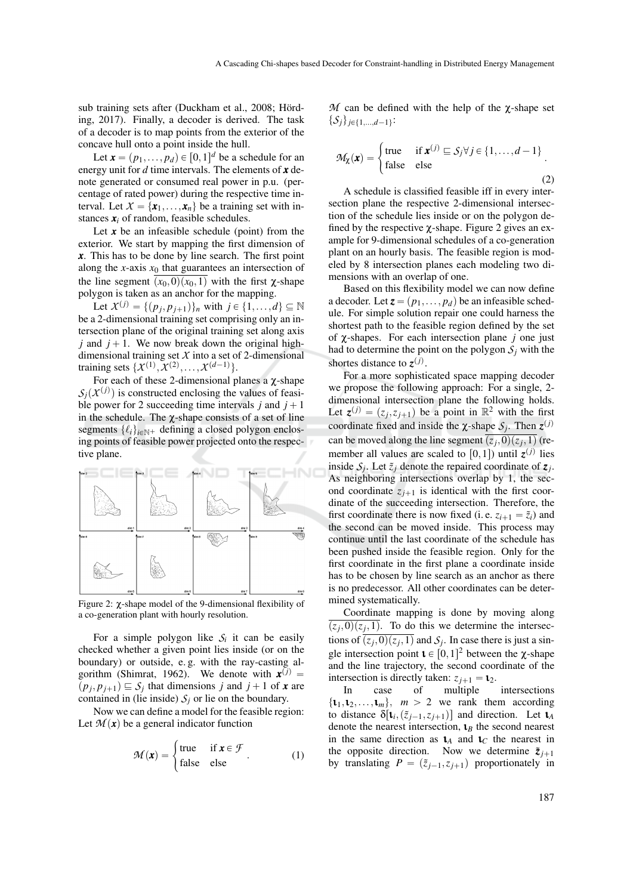sub training sets after (Duckham et al., 2008; Hörding, 2017). Finally, a decoder is derived. The task of a decoder is to map points from the exterior of the concave hull onto a point inside the hull.

Let $\boldsymbol{x} = (p_1, \ldots, p_d) \in [0,1]^d$ be a schedule for an energy unit for $d$ time intervals. The elements of $\boldsymbol{x}$ denote generated or consumed real power in p.u. (percentage of rated power) during the respective time interval. Let $\mathcal{X} = \{\boldsymbol{x}_1, \ldots, \boldsymbol{x}_n\}$ be a training set with instances $\boldsymbol{x}_i$ of random, feasible schedules.

Let $\boldsymbol{x}$ be an infeasible schedule (point) from the exterior. We start by mapping the first dimension of $\boldsymbol{x}$. This has to be done by line search. The first point along the $x$-axis $x_0$ that guarantees an intersection of the line segment $\overline{(x_0,0)(x_0,1)}$ with the first $\chi$-shape polygon is taken as an anchor for the mapping.

Let $\mathcal{X}^{(j)} = \{(p_j, p_{j+1})\}_n$ with $j \in \{1, \ldots, d\} \subseteq \mathbb{N}$ be a 2-dimensional training set comprising only an intersection plane of the original training set along axis $j$ and $j+1$. We now break down the original high-dimensional training set $\mathcal{X}$ into a set of 2-dimensional training sets $\{\mathcal{X}^{(1)}, \mathcal{X}^{(2)}, \ldots, \mathcal{X}^{(d-1)}\}$.

For each of these 2-dimensional planes a $\chi$-shape $\mathcal{S}_j(\mathcal{X}^{(j)})$ is constructed enclosing the values of feasible power for 2 succeeding time intervals $j$ and $j+1$ in the schedule. The $\chi$-shape consists of a set of line segments $\{\ell_i\}_{i \in \mathbb{N}+}$ defining a closed polygon enclosing points of feasible power projected onto the respective plane.

Figure 2: $\chi$-shape model of the 9-dimensional flexibility of a co-generation plant with hourly resolution.

For a simple polygon like $\mathcal{S}_i$ it can be easily checked whether a given point lies inside (or on the boundary) or outside, e. g. with the ray-casting algorithm (Shimrat, 1962). We denote with $\boldsymbol{x}^{(j)} = (p_j, p_{j+1}) \sqsubseteq \mathcal{S}_j$ that dimensions $j$ and $j+1$ of $\boldsymbol{x}$ are contained in (lie inside) $\mathcal{S}_j$ or lie on the boundary.

Now we can define a model for the feasible region: Let $\mathcal{M}(\boldsymbol{x})$ be a general indicator function

$$\mathcal{M}(\boldsymbol{x}) = \begin{cases} \text{true} & \text{if } \boldsymbol{x} \in \mathcal{F} \\ \text{false} & \text{else} \end{cases}. \tag{1}$$

$\mathcal{M}$ can be defined with the help of the $\chi$-shape set $\{\mathcal{S}_j\}_{j \in \{1,\ldots,d-1\}}$:

$$\mathcal{M}_\chi(\boldsymbol{x}) = \begin{cases} \text{true} & \text{if } \boldsymbol{x}^{(j)} \sqsubseteq \mathcal{S}_j \forall j \in \{1, \ldots, d-1\} \\ \text{false} & \text{else} \end{cases}. \tag{2}$$

A schedule is classified feasible iff in every intersection plane the respective 2-dimensional intersection of the schedule lies inside or on the polygon defined by the respective $\chi$-shape. Figure 2 gives an example for 9-dimensional schedules of a co-generation plant on an hourly basis. The feasible region is modeled by 8 intersection planes each modeling two dimensions with an overlap of one.

Based on this flexibility model we can now define a decoder. Let $\boldsymbol{z} = (p_1, \ldots, p_d)$ be an infeasible schedule. For simple solution repair one could harness the shortest path to the feasible region defined by the set of $\chi$-shapes. For each intersection plane $j$ one just had to determine the point on the polygon $\mathcal{S}_j$ with the shortes distance to $\boldsymbol{z}^{(j)}$.

For a more sophisticated space mapping decoder we propose the following approach: For a single, 2-dimensional intersection plane the following holds. Let $\boldsymbol{z}^{(j)} = (z_j, z_{j+1})$ be a point in $\mathbb{R}^2$ with the first coordinate fixed and inside the $\chi$-shape $\mathcal{S}_j$. Then $\boldsymbol{z}^{(j)}$ can be moved along the line segment $\overline{(z_j,0)(z_j,1)}$ (remember all values are scaled to $[0,1]$) until $\boldsymbol{z}^{(j)}$ lies inside $\mathcal{S}_j$. Let $\tilde{z}_j$ denote the repaired coordinate of $\boldsymbol{z}_j$. As neighboring intersections overlap by 1, the second coordinate $z_{j+1}$ is identical with the first coordinate of the succeeding intersection. Therefore, the first coordinate there is now fixed (i. e. $z_{i+1} = \tilde{z}_i$) and the second can be moved inside. This process may continue until the last coordinate of the schedule has been pushed inside the feasible region. Only for the first coordinate in the first plane a coordinate inside has to be chosen by line search as an anchor as there is no predecessor. All other coordinates can be determined systematically.

Coordinate mapping is done by moving along $\overline{(z_j,0)(z_j,1)}$. To do this we determine the intersections of $\overline{(z_j,0)(z_j,1)}$ and $\mathcal{S}_j$. In case there is just a single intersection point $\boldsymbol{\iota} \in [0,1]^2$ between the $\chi$-shape and the line trajectory, the second coordinate of the intersection is directly taken: $z_{j+1} = \boldsymbol{\iota}_2$.

In case of multiple intersections $\{\boldsymbol{\iota}_1, \boldsymbol{\iota}_2, \ldots, \boldsymbol{\iota}_m\}$, $m > 2$ we rank them according to distance $\delta[\boldsymbol{\iota}_i, (\tilde{z}_{j-1}, z_{j+1})]$ and direction. Let $\boldsymbol{\iota}_A$ denote the nearest intersection, $\boldsymbol{\iota}_B$ the second nearest in the same direction as $\boldsymbol{\iota}_A$ and $\boldsymbol{\iota}_C$ the nearest in the opposite direction. Now we determine $\tilde{\boldsymbol{z}}_{j+1}$ by translating $P = (\tilde{z}_{j-1}, z_{j+1})$ proportionately in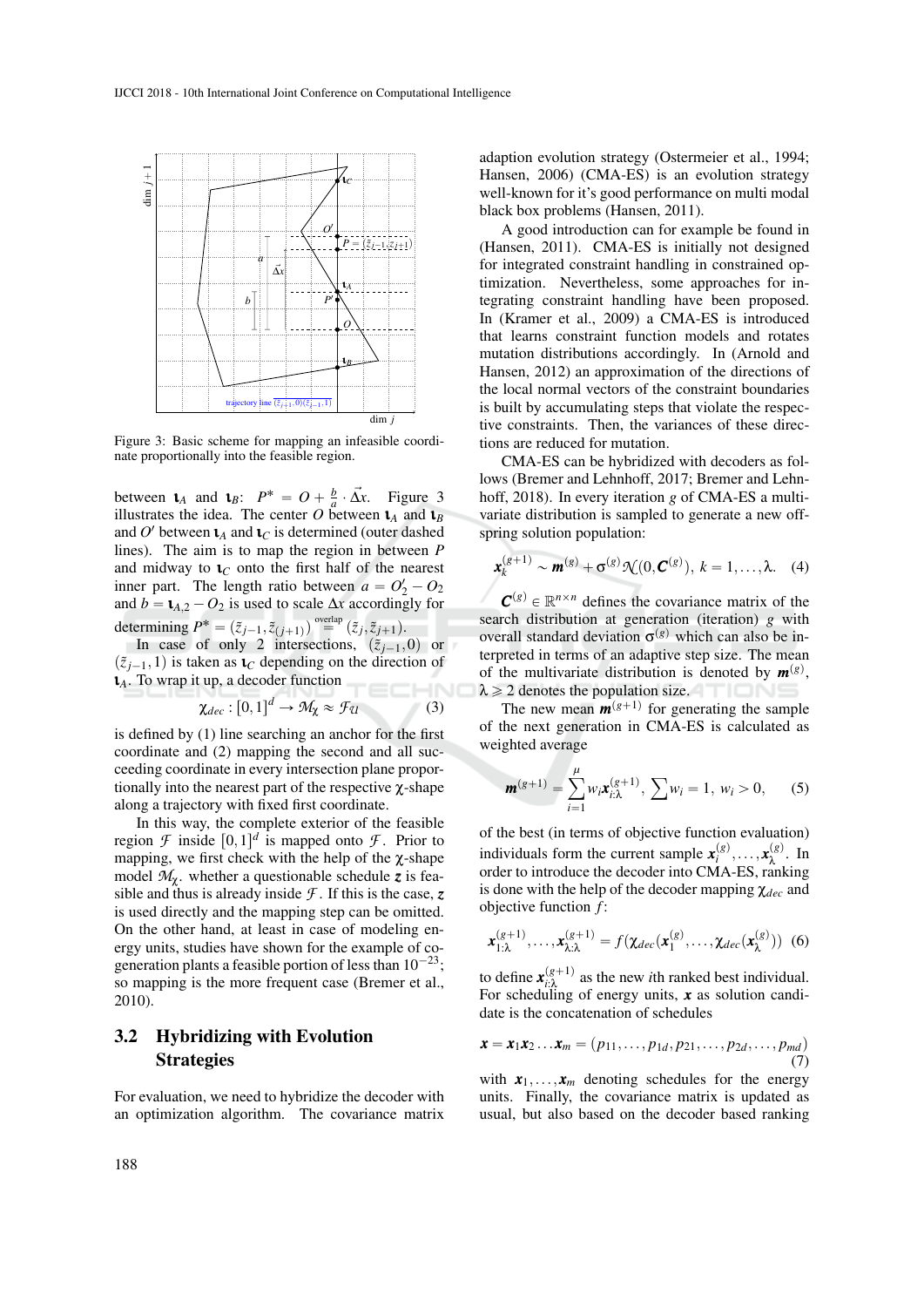Figure 3: Basic scheme for mapping an infeasible coordinate proportionally into the feasible region.

between $\iota_A$ and $\iota_B$: $P^* = O + \frac{b}{a} \cdot \vec{\Delta x}$. Figure 3 illustrates the idea. The center $O$ between $\iota_A$ and $\iota_B$ and $O'$ between $\iota_A$ and $\iota_C$ is determined (outer dashed lines). The aim is to map the region in between $P$ and midway to $\iota_C$ onto the first half of the nearest inner part. The length ratio between $a = O'_2 - O_2$ and $b = \iota_{A,2} - O_2$ is used to scale $\Delta x$ accordingly for determining $P^* = (\tilde{z}_{j-1}, \tilde{z}_{(j+1)}) \overset{\text{overlap}}{=} (\tilde{z}_j, \tilde{z}_{j+1})$.

In case of only 2 intersections, $(\tilde{z}_{j-1}, 0)$ or $(\tilde{z}_{j-1}, 1)$ is taken as $\iota_C$ depending on the direction of $\iota_A$. To wrap it up, a decoder function

$$\chi_{dec} : [0,1]^d \to \mathcal{M}_\chi \approx \mathcal{F}_{\mathcal{U}} \tag{3}$$

is defined by (1) line searching an anchor for the first coordinate and (2) mapping the second and all succeeding coordinate in every intersection plane proportionally into the nearest part of the respective $\chi$-shape along a trajectory with fixed first coordinate.

In this way, the complete exterior of the feasible region $\mathcal{F}$ inside $[0,1]^d$ is mapped onto $\mathcal{F}$. Prior to mapping, we first check with the help of the $\chi$-shape model $\mathcal{M}_\chi$. whether a questionable schedule $\boldsymbol{z}$ is feasible and thus is already inside $\mathcal{F}$. If this is the case, $\boldsymbol{z}$ is used directly and the mapping step can be omitted. On the other hand, at least in case of modeling energy units, studies have shown for the example of co-generation plants a feasible portion of less than $10^{-23}$; so mapping is the more frequent case (Bremer et al., 2010).

### 3.2 Hybridizing with Evolution Strategies

For evaluation, we need to hybridize the decoder with an optimization algorithm. The covariance matrix adaption evolution strategy (Ostermeier et al., 1994; Hansen, 2006) (CMA-ES) is an evolution strategy well-known for it's good performance on multi modal black box problems (Hansen, 2011).

A good introduction can for example be found in (Hansen, 2011). CMA-ES is initially not designed for integrated constraint handling in constrained optimization. Nevertheless, some approaches for integrating constraint handling have been proposed. In (Kramer et al., 2009) a CMA-ES is introduced that learns constraint function models and rotates mutation distributions accordingly. In (Arnold and Hansen, 2012) an approximation of the directions of the local normal vectors of the constraint boundaries is built by accumulating steps that violate the respective constraints. Then, the variances of these directions are reduced for mutation.

CMA-ES can be hybridized with decoders as follows (Bremer and Lehnhoff, 2017; Bremer and Lehnhoff, 2018). In every iteration $g$ of CMA-ES a multivariate distribution is sampled to generate a new offspring solution population:

$$\boldsymbol{x}_k^{(g+1)} \sim \boldsymbol{m}^{(g)} + \sigma^{(g)} \mathcal{N}(0, \boldsymbol{C}^{(g)}),\ k = 1, \ldots, \lambda. \tag{4}$$

$\boldsymbol{C}^{(g)} \in \mathbb{R}^{n \times n}$ defines the covariance matrix of the search distribution at generation (iteration) $g$ with overall standard deviation $\sigma^{(g)}$ which can also be interpreted in terms of an adaptive step size. The mean of the multivariate distribution is denoted by $\boldsymbol{m}^{(g)}$, $\lambda \geqslant 2$ denotes the population size.

The new mean $\boldsymbol{m}^{(g+1)}$ for generating the sample of the next generation in CMA-ES is calculated as weighted average

$$\boldsymbol{m}^{(g+1)} = \sum_{i=1}^{\mu} w_i \boldsymbol{x}_{i:\lambda}^{(g+1)},\ \sum w_i = 1,\ w_i > 0, \tag{5}$$

of the best (in terms of objective function evaluation) individuals form the current sample $\boldsymbol{x}_i^{(g)}, \ldots, \boldsymbol{x}_\lambda^{(g)}$. In order to introduce the decoder into CMA-ES, ranking is done with the help of the decoder mapping $\chi_{dec}$ and objective function $f$:

$$\boldsymbol{x}_{1:\lambda}^{(g+1)}, \ldots, \boldsymbol{x}_{\lambda:\lambda}^{(g+1)} = f(\chi_{dec}(\boldsymbol{x}_1^{(g)}, \ldots, \chi_{dec}(\boldsymbol{x}_\lambda^{(g)})) \tag{6}$$

to define $\boldsymbol{x}_{i:\lambda}^{(g+1)}$ as the new $i$th ranked best individual. For scheduling of energy units, $\boldsymbol{x}$ as solution candidate is the concatenation of schedules

$$\boldsymbol{x} = \boldsymbol{x}_1 \boldsymbol{x}_2 \ldots \boldsymbol{x}_m = (p_{11}, \ldots, p_{1d}, p_{21}, \ldots, p_{2d}, \ldots, p_{md}) \tag{7}$$

with $\boldsymbol{x}_1, \ldots, \boldsymbol{x}_m$ denoting schedules for the energy units. Finally, the covariance matrix is updated as usual, but also based on the decoder based ranking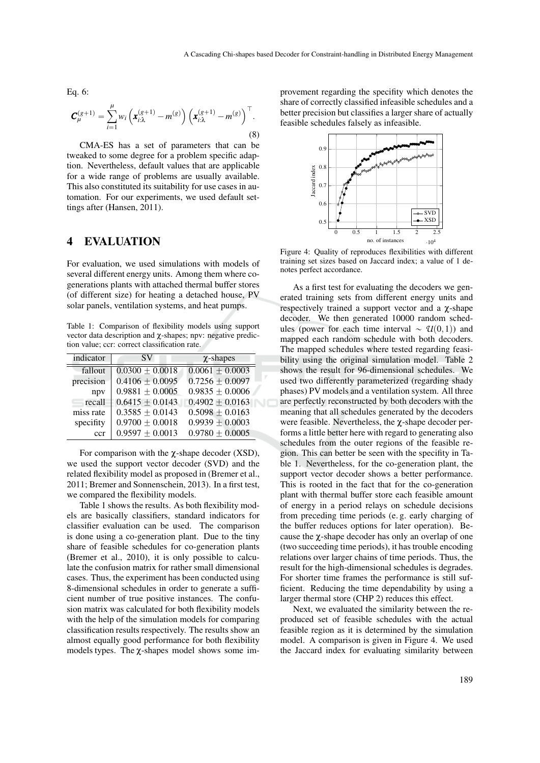Eq. 6:

$$\boldsymbol{C}_{\mu}^{(g+1)} = \sum_{i=1}^{\mu} w_i \left( \boldsymbol{x}_{i:\lambda}^{(g+1)} - m^{(g)} \right) \left( \boldsymbol{x}_{i:\lambda}^{(g+1)} - m^{(g)} \right)^{\top}. \tag{8}$$

CMA-ES has a set of parameters that can be tweaked to some degree for a problem specific adaption. Nevertheless, default values that are applicable for a wide range of problems are usually available. This also constituted its suitability for use cases in automation. For our experiments, we used default settings after (Hansen, 2011).

## 4 EVALUATION

For evaluation, we used simulations with models of several different energy units. Among them where cogenerations plants with attached thermal buffer stores (of different size) for heating a detached house, PV solar panels, ventilation systems, and heat pumps.

Table 1: Comparison of flexibility models using support vector data description and χ-shapes; npv: negative prediction value; ccr: correct classification rate.

| indicator | SV | χ-shapes |
|---|---|---|
| fallout | $0.0300 \pm 0.0018$ | $0.0061 \pm 0.0003$ |
| precision | $0.4106 \pm 0.0095$ | $0.7256 \pm 0.0097$ |
| npv | $0.9881 \pm 0.0005$ | $0.9835 \pm 0.0006$ |
| recall | $0.6415 \pm 0.0143$ | $0.4902 \pm 0.0163$ |
| miss rate | $0.3585 \pm 0.0143$ | $0.5098 \pm 0.0163$ |
| specifity | $0.9700 \pm 0.0018$ | $0.9939 \pm 0.0003$ |
| ccr | $0.9597 \pm 0.0013$ | $0.9780 \pm 0.0005$ |

For comparison with the χ-shape decoder (XSD), we used the support vector decoder (SVD) and the related flexibility model as proposed in (Bremer et al., 2011; Bremer and Sonnenschein, 2013). In a first test, we compared the flexibility models.

Table 1 shows the results. As both flexibility models are basically classifiers, standard indicators for classifier evaluation can be used. The comparison is done using a co-generation plant. Due to the tiny share of feasible schedules for co-generation plants (Bremer et al., 2010), it is only possible to calculate the confusion matrix for rather small dimensional cases. Thus, the experiment has been conducted using 8-dimensional schedules in order to generate a sufficient number of true positive instances. The confusion matrix was calculated for both flexibility models with the help of the simulation models for comparing classification results respectively. The results show an almost equally good performance for both flexibility models types. The χ-shapes model shows some improvement regarding the specifity which denotes the share of correctly classified infeasible schedules and a better precision but classifies a larger share of actually feasible schedules falsely as infeasible.

Figure 4: Quality of reproduces flexibilities with different training set sizes based on Jaccard index; a value of 1 denotes perfect accordance.

As a first test for evaluating the decoders we generated training sets from different energy units and respectively trained a support vector and a χ-shape decoder. We then generated 10000 random schedules (power for each time interval $\sim \mathcal{U}(0,1)$) and mapped each random schedule with both decoders. The mapped schedules where tested regarding feasibility using the original simulation model. Table 2 shows the result for 96-dimensional schedules. We used two differently parameterized (regarding shady phases) PV models and a ventilation system. All three are perfectly reconstructed by both decoders with the meaning that all schedules generated by the decoders were feasible. Nevertheless, the χ-shape decoder performs a little better here with regard to generating also schedules from the outer regions of the feasible region. This can better be seen with the specifity in Table 1. Nevertheless, for the co-generation plant, the support vector decoder shows a better performance. This is rooted in the fact that for the co-generation plant with thermal buffer store each feasible amount of energy in a period relays on schedule decisions from preceding time periods (e. g. early charging of the buffer reduces options for later operation). Because the χ-shape decoder has only an overlap of one (two succeeding time periods), it has trouble encoding relations over larger chains of time periods. Thus, the result for the high-dimensional schedules is degrades. For shorter time frames the performance is still sufficient. Reducing the time dependability by using a larger thermal store (CHP 2) reduces this effect.

Next, we evaluated the similarity between the reproduced set of feasible schedules with the actual feasible region as it is determined by the simulation model. A comparison is given in Figure 4. We used the Jaccard index for evaluating similarity between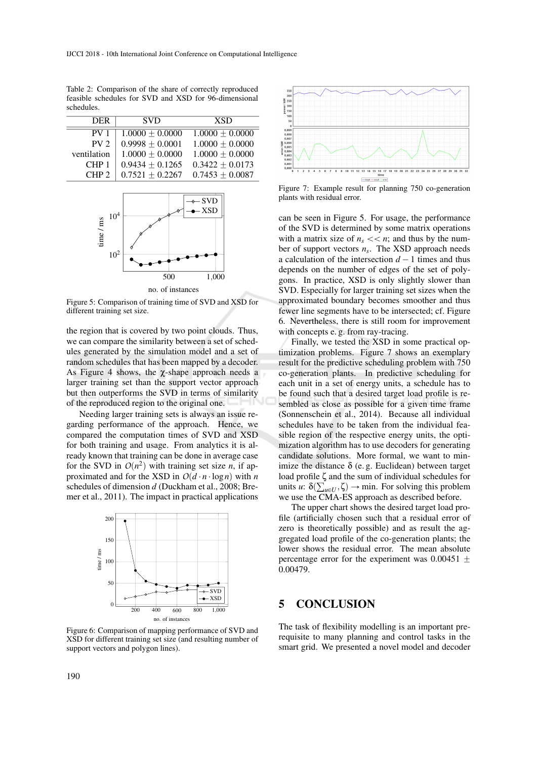Table 2: Comparison of the share of correctly reproduced feasible schedules for SVD and XSD for 96-dimensional schedules.

| DER | SVD | XSD |
|---|---|---|
| PV 1 | $1.0000 \pm 0.0000$ | $1.0000 \pm 0.0000$ |
| PV 2 | $0.9998 \pm 0.0001$ | $1.0000 \pm 0.0000$ |
| ventilation | $1.0000 \pm 0.0000$ | $1.0000 \pm 0.0000$ |
| CHP 1 | $0.9434 \pm 0.1265$ | $0.3422 \pm 0.0173$ |
| CHP 2 | $0.7521 \pm 0.2267$ | $0.7453 \pm 0.0087$ |

Figure 5: Comparison of training time of SVD and XSD for different training set size.

the region that is covered by two point clouds. Thus, we can compare the similarity between a set of schedules generated by the simulation model and a set of random schedules that has been mapped by a decoder. As Figure 4 shows, the $\chi$-shape approach needs a larger training set than the support vector approach but then outperforms the SVD in terms of similarity of the reproduced region to the original one.

Needing larger training sets is always an issue regarding performance of the approach. Hence, we compared the computation times of SVD and XSD for both training and usage. From analytics it is already known that training can be done in average case for the SVD in $O(n^2)$ with training set size $n$, if approximated and for the XSD in $O(d \cdot n \cdot \log n)$ with $n$ schedules of dimension $d$ (Duckham et al., 2008; Bremer et al., 2011). The impact in practical applications can be seen in Figure 5. For usage, the performance of the SVD is determined by some matrix operations with a matrix size of $n_s << n$; and thus by the number of support vectors $n_s$. The XSD approach needs a calculation of the intersection $d-1$ times and thus depends on the number of edges of the set of polygons. In practice, XSD is only slightly slower than SVD. Especially for larger training set sizes when the approximated boundary becomes smoother and thus fewer line segments have to be intersected; cf. Figure 6. Nevertheless, there is still room for improvement with concepts e. g. from ray-tracing.

Figure 6: Comparison of mapping performance of SVD and XSD for different training set size (and resulting number of support vectors and polygon lines).

Figure 7: Example result for planning 750 co-generation plants with residual error.

Finally, we tested the XSD in some practical optimization problems. Figure 7 shows an exemplary result for the predictive scheduling problem with 750 co-generation plants. In predictive scheduling for each unit in a set of energy units, a schedule has to be found such that a desired target load profile is resembled as close as possible for a given time frame (Sonnenschein et al., 2014). Because all individual schedules have to be taken from the individual feasible region of the respective energy units, the optimization algorithm has to use decoders for generating candidate solutions. More formal, we want to minimize the distance $\delta$ (e. g. Euclidean) between target load profile $\zeta$ and the sum of individual schedules for units $u$: $\delta(\sum_{u \in U}, \zeta) \rightarrow \min$. For solving this problem we use the CMA-ES approach as described before.

The upper chart shows the desired target load profile (artificially chosen such that a residual error of zero is theoretically possible) and as result the aggregated load profile of the co-generation plants; the lower shows the residual error. The mean absolute percentage error for the experiment was $0.00451 \pm 0.00479$.

## 5 CONCLUSION

The task of flexibility modelling is an important prerequisite to many planning and control tasks in the smart grid. We presented a novel model and decoder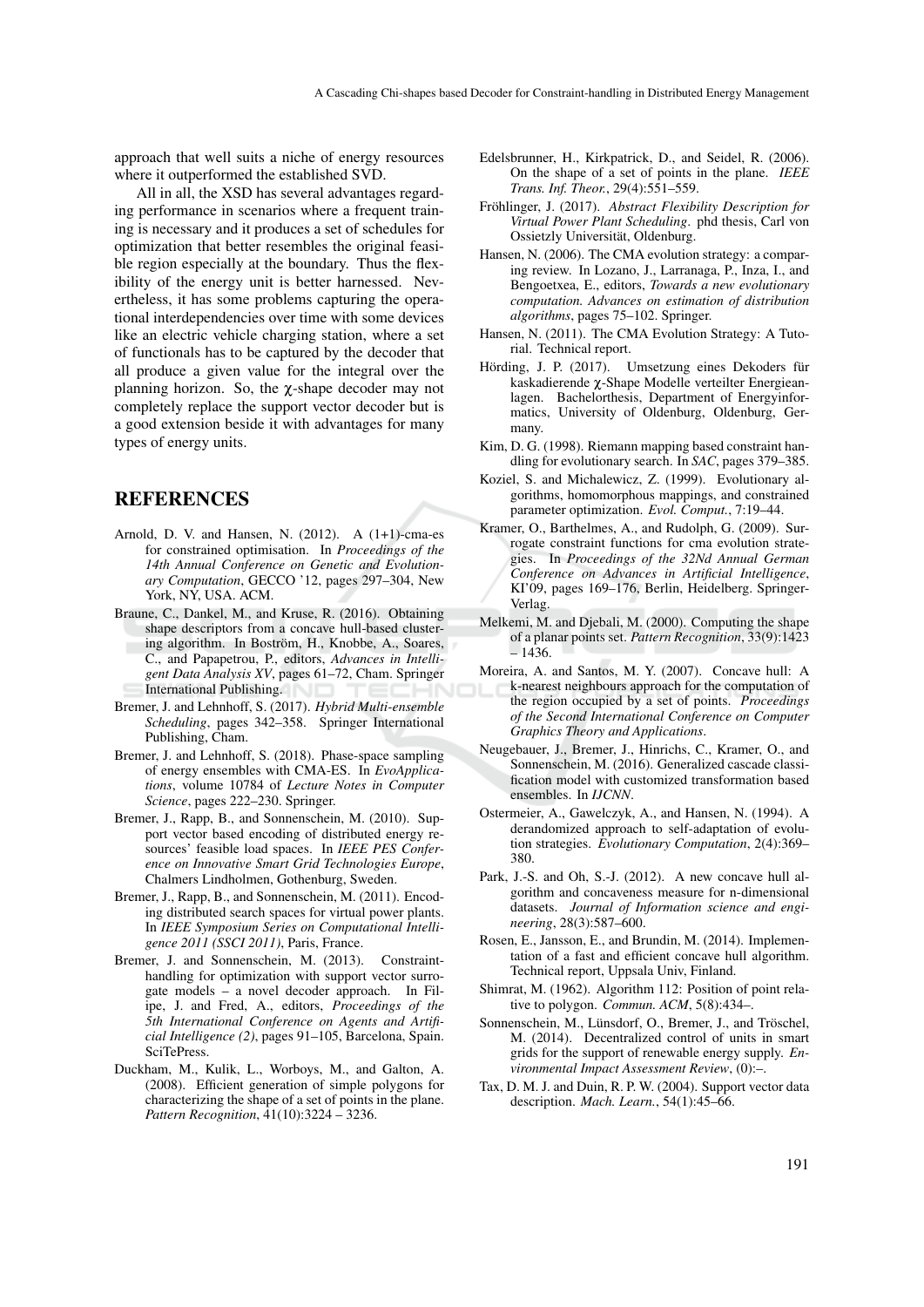approach that well suits a niche of energy resources where it outperformed the established SVD.

All in all, the XSD has several advantages regarding performance in scenarios where a frequent training is necessary and it produces a set of schedules for optimization that better resembles the original feasible region especially at the boundary. Thus the flexibility of the energy unit is better harnessed. Nevertheless, it has some problems capturing the operational interdependencies over time with some devices like an electric vehicle charging station, where a set of functionals has to be captured by the decoder that all produce a given value for the integral over the planning horizon. So, the $\chi$-shape decoder may not completely replace the support vector decoder but is a good extension beside it with advantages for many types of energy units.

## REFERENCES

Arnold, D. V. and Hansen, N. (2012). A (1+1)-cma-es for constrained optimisation. In *Proceedings of the 14th Annual Conference on Genetic and Evolutionary Computation*, GECCO '12, pages 297–304, New York, NY, USA. ACM.

Braune, C., Dankel, M., and Kruse, R. (2016). Obtaining shape descriptors from a concave hull-based clustering algorithm. In Boström, H., Knobbe, A., Soares, C., and Papapetrou, P., editors, *Advances in Intelligent Data Analysis XV*, pages 61–72, Cham. Springer International Publishing.

Bremer, J. and Lehnhoff, S. (2017). *Hybrid Multi-ensemble Scheduling*, pages 342–358. Springer International Publishing, Cham.

Bremer, J. and Lehnhoff, S. (2018). Phase-space sampling of energy ensembles with CMA-ES. In *EvoApplications*, volume 10784 of *Lecture Notes in Computer Science*, pages 222–230. Springer.

Bremer, J., Rapp, B., and Sonnenschein, M. (2010). Support vector based encoding of distributed energy resources' feasible load spaces. In *IEEE PES Conference on Innovative Smart Grid Technologies Europe*, Chalmers Lindholmen, Gothenburg, Sweden.

Bremer, J., Rapp, B., and Sonnenschein, M. (2011). Encoding distributed search spaces for virtual power plants. In *IEEE Symposium Series on Computational Intelligence 2011 (SSCI 2011)*, Paris, France.

Bremer, J. and Sonnenschein, M. (2013). Constraint-handling for optimization with support vector surrogate models – a novel decoder approach. In Filipe, J. and Fred, A., editors, *Proceedings of the 5th International Conference on Agents and Artificial Intelligence (2)*, pages 91–105, Barcelona, Spain. SciTePress.

Duckham, M., Kulik, L., Worboys, M., and Galton, A. (2008). Efficient generation of simple polygons for characterizing the shape of a set of points in the plane. *Pattern Recognition*, 41(10):3224 – 3236.

Edelsbrunner, H., Kirkpatrick, D., and Seidel, R. (2006). On the shape of a set of points in the plane. *IEEE Trans. Inf. Theor.*, 29(4):551–559.

Fröhlinger, J. (2017). *Abstract Flexibility Description for Virtual Power Plant Scheduling*. phd thesis, Carl von Ossietzly Universität, Oldenburg.

Hansen, N. (2006). The CMA evolution strategy: a comparing review. In Lozano, J., Larranaga, P., Inza, I., and Bengoetxea, E., editors, *Towards a new evolutionary computation. Advances on estimation of distribution algorithms*, pages 75–102. Springer.

Hansen, N. (2011). The CMA Evolution Strategy: A Tutorial. Technical report.

Hörding, J. P. (2017). Umsetzung eines Dekoders für kaskadierende $\chi$-Shape Modelle verteilter Energieanlagen. Bachelorthesis, Department of Energyinformatics, University of Oldenburg, Oldenburg, Germany.

Kim, D. G. (1998). Riemann mapping based constraint handling for evolutionary search. In *SAC*, pages 379–385.

Koziel, S. and Michalewicz, Z. (1999). Evolutionary algorithms, homomorphous mappings, and constrained parameter optimization. *Evol. Comput.*, 7:19–44.

Kramer, O., Barthelmes, A., and Rudolph, G. (2009). Surrogate constraint functions for cma evolution strategies. In *Proceedings of the 32Nd Annual German Conference on Advances in Artificial Intelligence*, KI'09, pages 169–176, Berlin, Heidelberg. Springer-Verlag.

Melkemi, M. and Djebali, M. (2000). Computing the shape of a planar points set. *Pattern Recognition*, 33(9):1423 – 1436.

Moreira, A. and Santos, M. Y. (2007). Concave hull: A k-nearest neighbours approach for the computation of the region occupied by a set of points. *Proceedings of the Second International Conference on Computer Graphics Theory and Applications*.

Neugebauer, J., Bremer, J., Hinrichs, C., Kramer, O., and Sonnenschein, M. (2016). Generalized cascade classification model with customized transformation based ensembles. In *IJCNN*.

Ostermeier, A., Gawelczyk, A., and Hansen, N. (1994). A derandomized approach to self-adaptation of evolution strategies. *Evolutionary Computation*, 2(4):369–380.

Park, J.-S. and Oh, S.-J. (2012). A new concave hull algorithm and concaveness measure for n-dimensional datasets. *Journal of Information science and engineering*, 28(3):587–600.

Rosen, E., Jansson, E., and Brundin, M. (2014). Implementation of a fast and efficient concave hull algorithm. Technical report, Uppsala Univ, Finland.

Shimrat, M. (1962). Algorithm 112: Position of point relative to polygon. *Commun. ACM*, 5(8):434–.

Sonnenschein, M., Lünsdorf, O., Bremer, J., and Tröschel, M. (2014). Decentralized control of units in smart grids for the support of renewable energy supply. *Environmental Impact Assessment Review*, (0):–.

Tax, D. M. J. and Duin, R. P. W. (2004). Support vector data description. *Mach. Learn.*, 54(1):45–66.